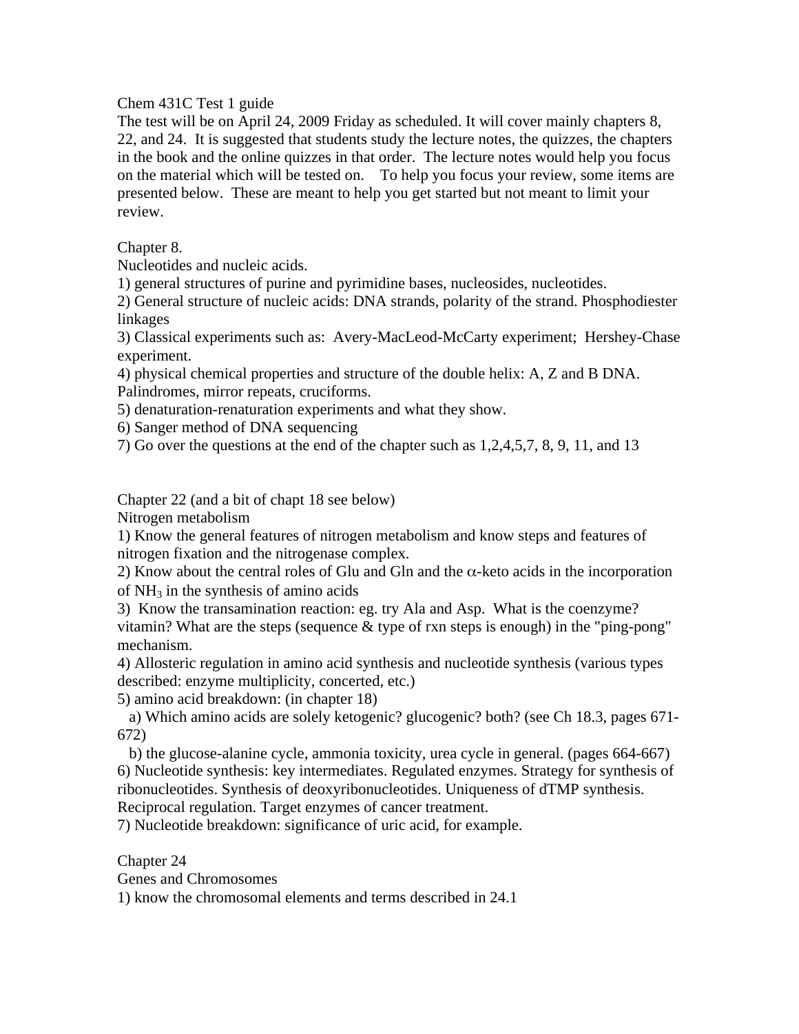Chem 431C Test 1 guide

The test will be on April 24, 2009 Friday as scheduled. It will cover mainly chapters 8, 22, and 24. It is suggested that students study the lecture notes, the quizzes, the chapters in the book and the online quizzes in that order. The lecture notes would help you focus on the material which will be tested on. To help you focus your review, some items are presented below. These are meant to help you get started but not meant to limit your review.

Chapter 8.

Nucleotides and nucleic acids.

1) general structures of purine and pyrimidine bases, nucleosides, nucleotides.
2) General structure of nucleic acids: DNA strands, polarity of the strand. Phosphodiester linkages
3) Classical experiments such as: Avery-MacLeod-McCarty experiment; Hershey-Chase experiment.
4) physical chemical properties and structure of the double helix: A, Z and B DNA. Palindromes, mirror repeats, cruciforms.
5) denaturation-renaturation experiments and what they show.
6) Sanger method of DNA sequencing
7) Go over the questions at the end of the chapter such as 1,2,4,5,7, 8, 9, 11, and 13

Chapter 22 (and a bit of chapt 18 see below)

Nitrogen metabolism

1) Know the general features of nitrogen metabolism and know steps and features of nitrogen fixation and the nitrogenase complex.
2) Know about the central roles of Glu and Gln and the $\alpha$-keto acids in the incorporation of $NH_3$ in the synthesis of amino acids
3) Know the transamination reaction: eg. try Ala and Asp. What is the coenzyme? vitamin? What are the steps (sequence & type of rxn steps is enough) in the "ping-pong" mechanism.
4) Allosteric regulation in amino acid synthesis and nucleotide synthesis (various types described: enzyme multiplicity, concerted, etc.)
5) amino acid breakdown: (in chapter 18)
   a) Which amino acids are solely ketogenic? glucogenic? both? (see Ch 18.3, pages 671-672)
   b) the glucose-alanine cycle, ammonia toxicity, urea cycle in general. (pages 664-667)
6) Nucleotide synthesis: key intermediates. Regulated enzymes. Strategy for synthesis of ribonucleotides. Synthesis of deoxyribonucleotides. Uniqueness of dTMP synthesis. Reciprocal regulation. Target enzymes of cancer treatment.
7) Nucleotide breakdown: significance of uric acid, for example.

Chapter 24

Genes and Chromosomes

1) know the chromosomal elements and terms described in 24.1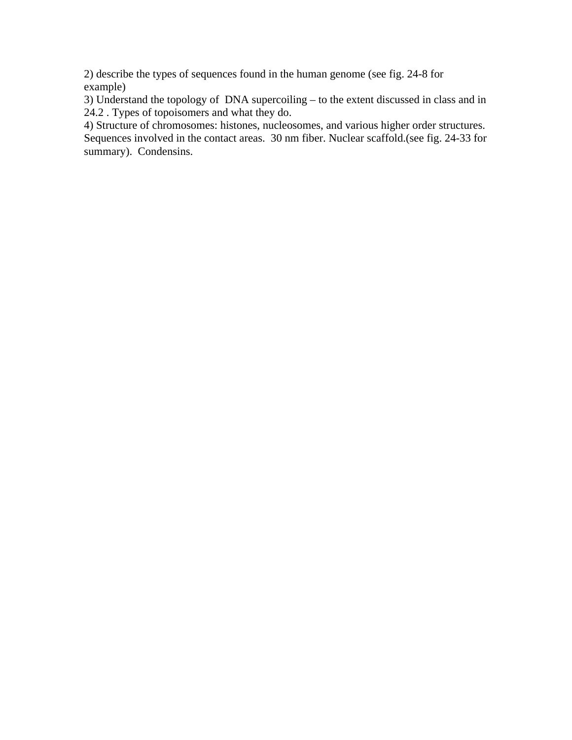2) describe the types of sequences found in the human genome (see fig. 24-8 for example)

3) Understand the topology of DNA supercoiling – to the extent discussed in class and in 24.2 . Types of topoisomers and what they do.

4) Structure of chromosomes: histones, nucleosomes, and various higher order structures. Sequences involved in the contact areas. 30 nm fiber. Nuclear scaffold.(see fig. 24-33 for summary). Condensins.